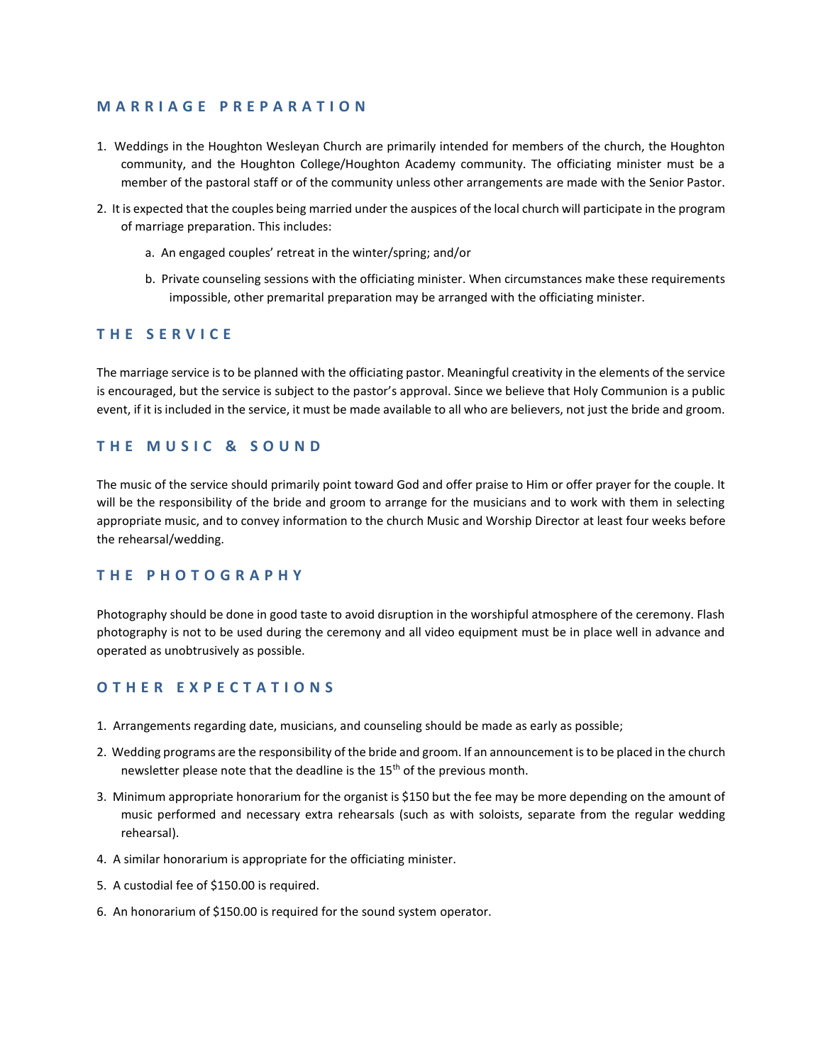## MARRIAGE PREPARATION

1. Weddings in the Houghton Wesleyan Church are primarily intended for members of the church, the Houghton community, and the Houghton College/Houghton Academy community. The officiating minister must be a member of the pastoral staff or of the community unless other arrangements are made with the Senior Pastor.
2. It is expected that the couples being married under the auspices of the local church will participate in the program of marriage preparation. This includes:
    a. An engaged couples' retreat in the winter/spring; and/or
    b. Private counseling sessions with the officiating minister. When circumstances make these requirements impossible, other premarital preparation may be arranged with the officiating minister.

## THE SERVICE

The marriage service is to be planned with the officiating pastor. Meaningful creativity in the elements of the service is encouraged, but the service is subject to the pastor's approval. Since we believe that Holy Communion is a public event, if it is included in the service, it must be made available to all who are believers, not just the bride and groom.

## THE MUSIC & SOUND

The music of the service should primarily point toward God and offer praise to Him or offer prayer for the couple. It will be the responsibility of the bride and groom to arrange for the musicians and to work with them in selecting appropriate music, and to convey information to the church Music and Worship Director at least four weeks before the rehearsal/wedding.

## THE PHOTOGRAPHY

Photography should be done in good taste to avoid disruption in the worshipful atmosphere of the ceremony. Flash photography is not to be used during the ceremony and all video equipment must be in place well in advance and operated as unobtrusively as possible.

## OTHER EXPECTATIONS

1. Arrangements regarding date, musicians, and counseling should be made as early as possible;
2. Wedding programs are the responsibility of the bride and groom. If an announcement is to be placed in the church newsletter please note that the deadline is the 15th of the previous month.
3. Minimum appropriate honorarium for the organist is $150 but the fee may be more depending on the amount of music performed and necessary extra rehearsals (such as with soloists, separate from the regular wedding rehearsal).
4. A similar honorarium is appropriate for the officiating minister.
5. A custodial fee of $150.00 is required.
6. An honorarium of $150.00 is required for the sound system operator.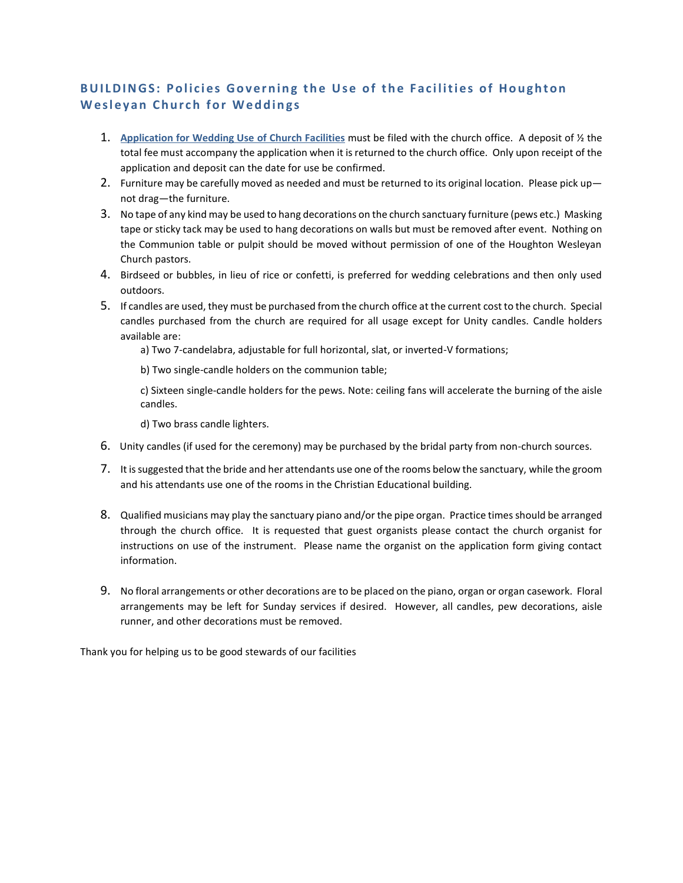## BUILDINGS: Policies Governing the Use of the Facilities of Houghton Wesleyan Church for Weddings

1. **Application for Wedding Use of Church Facilities** must be filed with the church office. A deposit of ½ the total fee must accompany the application when it is returned to the church office. Only upon receipt of the application and deposit can the date for use be confirmed.
2. Furniture may be carefully moved as needed and must be returned to its original location. Please pick up—not drag—the furniture.
3. No tape of any kind may be used to hang decorations on the church sanctuary furniture (pews etc.) Masking tape or sticky tack may be used to hang decorations on walls but must be removed after event. Nothing on the Communion table or pulpit should be moved without permission of one of the Houghton Wesleyan Church pastors.
4. Birdseed or bubbles, in lieu of rice or confetti, is preferred for wedding celebrations and then only used outdoors.
5. If candles are used, they must be purchased from the church office at the current cost to the church. Special candles purchased from the church are required for all usage except for Unity candles. Candle holders available are:

   a) Two 7-candelabra, adjustable for full horizontal, slat, or inverted-V formations;

   b) Two single-candle holders on the communion table;

   c) Sixteen single-candle holders for the pews. Note: ceiling fans will accelerate the burning of the aisle candles.

   d) Two brass candle lighters.

6. Unity candles (if used for the ceremony) may be purchased by the bridal party from non-church sources.
7. It is suggested that the bride and her attendants use one of the rooms below the sanctuary, while the groom and his attendants use one of the rooms in the Christian Educational building.
8. Qualified musicians may play the sanctuary piano and/or the pipe organ. Practice times should be arranged through the church office. It is requested that guest organists please contact the church organist for instructions on use of the instrument. Please name the organist on the application form giving contact information.
9. No floral arrangements or other decorations are to be placed on the piano, organ or organ casework. Floral arrangements may be left for Sunday services if desired. However, all candles, pew decorations, aisle runner, and other decorations must be removed.

Thank you for helping us to be good stewards of our facilities